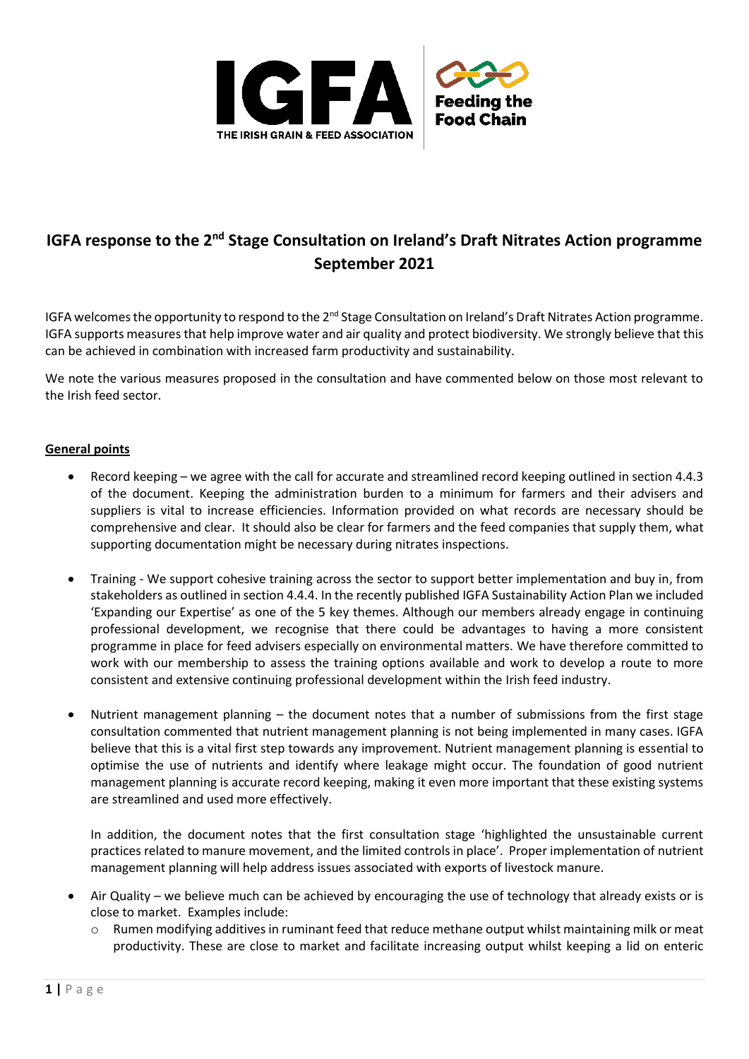# IGFA response to the 2nd Stage Consultation on Ireland's Draft Nitrates Action programme September 2021

IGFA welcomes the opportunity to respond to the 2nd Stage Consultation on Ireland's Draft Nitrates Action programme. IGFA supports measures that help improve water and air quality and protect biodiversity. We strongly believe that this can be achieved in combination with increased farm productivity and sustainability.

We note the various measures proposed in the consultation and have commented below on those most relevant to the Irish feed sector.

## General points

- Record keeping – we agree with the call for accurate and streamlined record keeping outlined in section 4.4.3 of the document. Keeping the administration burden to a minimum for farmers and their advisers and suppliers is vital to increase efficiencies. Information provided on what records are necessary should be comprehensive and clear. It should also be clear for farmers and the feed companies that supply them, what supporting documentation might be necessary during nitrates inspections.
- Training - We support cohesive training across the sector to support better implementation and buy in, from stakeholders as outlined in section 4.4.4. In the recently published IGFA Sustainability Action Plan we included 'Expanding our Expertise' as one of the 5 key themes. Although our members already engage in continuing professional development, we recognise that there could be advantages to having a more consistent programme in place for feed advisers especially on environmental matters. We have therefore committed to work with our membership to assess the training options available and work to develop a route to more consistent and extensive continuing professional development within the Irish feed industry.
- Nutrient management planning – the document notes that a number of submissions from the first stage consultation commented that nutrient management planning is not being implemented in many cases. IGFA believe that this is a vital first step towards any improvement. Nutrient management planning is essential to optimise the use of nutrients and identify where leakage might occur. The foundation of good nutrient management planning is accurate record keeping, making it even more important that these existing systems are streamlined and used more effectively.

  In addition, the document notes that the first consultation stage 'highlighted the unsustainable current practices related to manure movement, and the limited controls in place'. Proper implementation of nutrient management planning will help address issues associated with exports of livestock manure.
- Air Quality – we believe much can be achieved by encouraging the use of technology that already exists or is close to market. Examples include:
  - Rumen modifying additives in ruminant feed that reduce methane output whilst maintaining milk or meat productivity. These are close to market and facilitate increasing output whilst keeping a lid on enteric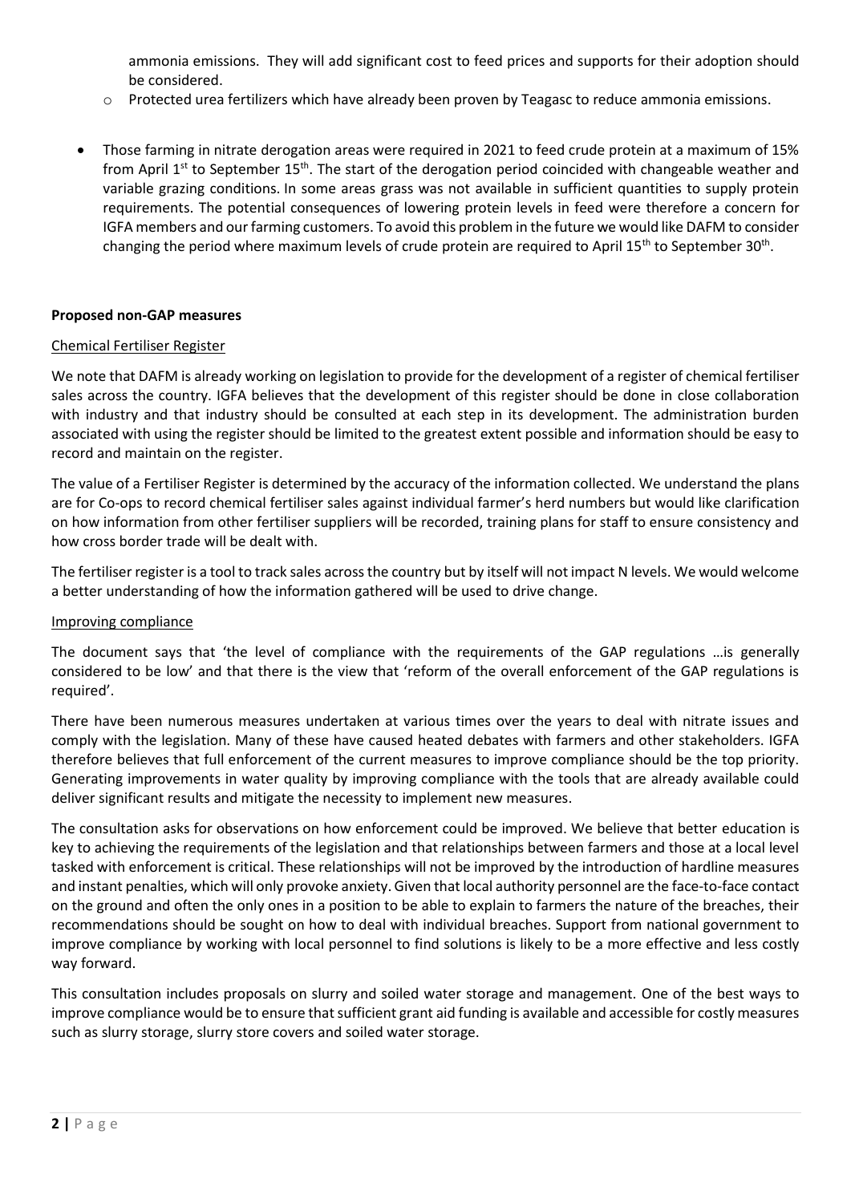ammonia emissions. They will add significant cost to feed prices and supports for their adoption should be considered.

- Protected urea fertilizers which have already been proven by Teagasc to reduce ammonia emissions.

- Those farming in nitrate derogation areas were required in 2021 to feed crude protein at a maximum of 15% from April 1st to September 15th. The start of the derogation period coincided with changeable weather and variable grazing conditions. In some areas grass was not available in sufficient quantities to supply protein requirements. The potential consequences of lowering protein levels in feed were therefore a concern for IGFA members and our farming customers. To avoid this problem in the future we would like DAFM to consider changing the period where maximum levels of crude protein are required to April 15th to September 30th.

**Proposed non-GAP measures**

Chemical Fertiliser Register

We note that DAFM is already working on legislation to provide for the development of a register of chemical fertiliser sales across the country. IGFA believes that the development of this register should be done in close collaboration with industry and that industry should be consulted at each step in its development. The administration burden associated with using the register should be limited to the greatest extent possible and information should be easy to record and maintain on the register.

The value of a Fertiliser Register is determined by the accuracy of the information collected. We understand the plans are for Co-ops to record chemical fertiliser sales against individual farmer's herd numbers but would like clarification on how information from other fertiliser suppliers will be recorded, training plans for staff to ensure consistency and how cross border trade will be dealt with.

The fertiliser register is a tool to track sales across the country but by itself will not impact N levels. We would welcome a better understanding of how the information gathered will be used to drive change.

Improving compliance

The document says that 'the level of compliance with the requirements of the GAP regulations …is generally considered to be low' and that there is the view that 'reform of the overall enforcement of the GAP regulations is required'.

There have been numerous measures undertaken at various times over the years to deal with nitrate issues and comply with the legislation. Many of these have caused heated debates with farmers and other stakeholders. IGFA therefore believes that full enforcement of the current measures to improve compliance should be the top priority. Generating improvements in water quality by improving compliance with the tools that are already available could deliver significant results and mitigate the necessity to implement new measures.

The consultation asks for observations on how enforcement could be improved. We believe that better education is key to achieving the requirements of the legislation and that relationships between farmers and those at a local level tasked with enforcement is critical. These relationships will not be improved by the introduction of hardline measures and instant penalties, which will only provoke anxiety. Given that local authority personnel are the face-to-face contact on the ground and often the only ones in a position to be able to explain to farmers the nature of the breaches, their recommendations should be sought on how to deal with individual breaches. Support from national government to improve compliance by working with local personnel to find solutions is likely to be a more effective and less costly way forward.

This consultation includes proposals on slurry and soiled water storage and management. One of the best ways to improve compliance would be to ensure that sufficient grant aid funding is available and accessible for costly measures such as slurry storage, slurry store covers and soiled water storage.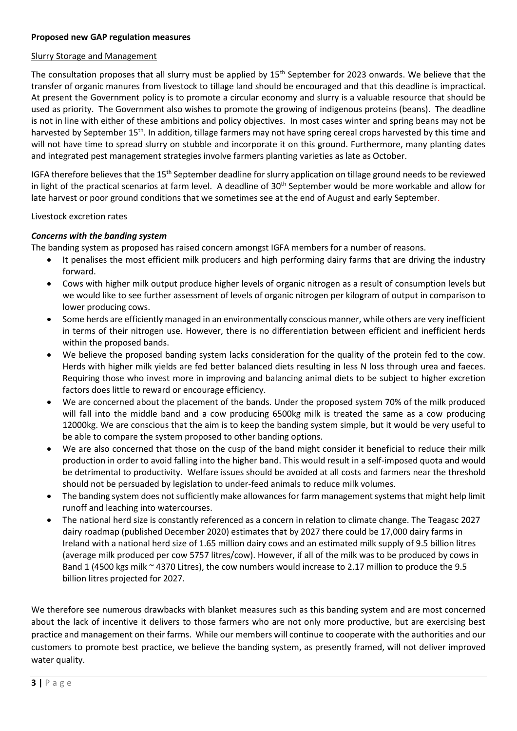**Proposed new GAP regulation measures**

Slurry Storage and Management

The consultation proposes that all slurry must be applied by 15th September for 2023 onwards. We believe that the transfer of organic manures from livestock to tillage land should be encouraged and that this deadline is impractical. At present the Government policy is to promote a circular economy and slurry is a valuable resource that should be used as priority. The Government also wishes to promote the growing of indigenous proteins (beans). The deadline is not in line with either of these ambitions and policy objectives. In most cases winter and spring beans may not be harvested by September 15th. In addition, tillage farmers may not have spring cereal crops harvested by this time and will not have time to spread slurry on stubble and incorporate it on this ground. Furthermore, many planting dates and integrated pest management strategies involve farmers planting varieties as late as October.

IGFA therefore believes that the 15th September deadline for slurry application on tillage ground needs to be reviewed in light of the practical scenarios at farm level. A deadline of 30th September would be more workable and allow for late harvest or poor ground conditions that we sometimes see at the end of August and early September.

Livestock excretion rates

***Concerns with the banding system***

The banding system as proposed has raised concern amongst IGFA members for a number of reasons.

- It penalises the most efficient milk producers and high performing dairy farms that are driving the industry forward.
- Cows with higher milk output produce higher levels of organic nitrogen as a result of consumption levels but we would like to see further assessment of levels of organic nitrogen per kilogram of output in comparison to lower producing cows.
- Some herds are efficiently managed in an environmentally conscious manner, while others are very inefficient in terms of their nitrogen use. However, there is no differentiation between efficient and inefficient herds within the proposed bands.
- We believe the proposed banding system lacks consideration for the quality of the protein fed to the cow. Herds with higher milk yields are fed better balanced diets resulting in less N loss through urea and faeces. Requiring those who invest more in improving and balancing animal diets to be subject to higher excretion factors does little to reward or encourage efficiency.
- We are concerned about the placement of the bands. Under the proposed system 70% of the milk produced will fall into the middle band and a cow producing 6500kg milk is treated the same as a cow producing 12000kg. We are conscious that the aim is to keep the banding system simple, but it would be very useful to be able to compare the system proposed to other banding options.
- We are also concerned that those on the cusp of the band might consider it beneficial to reduce their milk production in order to avoid falling into the higher band. This would result in a self-imposed quota and would be detrimental to productivity. Welfare issues should be avoided at all costs and farmers near the threshold should not be persuaded by legislation to under-feed animals to reduce milk volumes.
- The banding system does not sufficiently make allowances for farm management systems that might help limit runoff and leaching into watercourses.
- The national herd size is constantly referenced as a concern in relation to climate change. The Teagasc 2027 dairy roadmap (published December 2020) estimates that by 2027 there could be 17,000 dairy farms in Ireland with a national herd size of 1.65 million dairy cows and an estimated milk supply of 9.5 billion litres (average milk produced per cow 5757 litres/cow). However, if all of the milk was to be produced by cows in Band 1 (4500 kgs milk ~ 4370 Litres), the cow numbers would increase to 2.17 million to produce the 9.5 billion litres projected for 2027.

We therefore see numerous drawbacks with blanket measures such as this banding system and are most concerned about the lack of incentive it delivers to those farmers who are not only more productive, but are exercising best practice and management on their farms. While our members will continue to cooperate with the authorities and our customers to promote best practice, we believe the banding system, as presently framed, will not deliver improved water quality.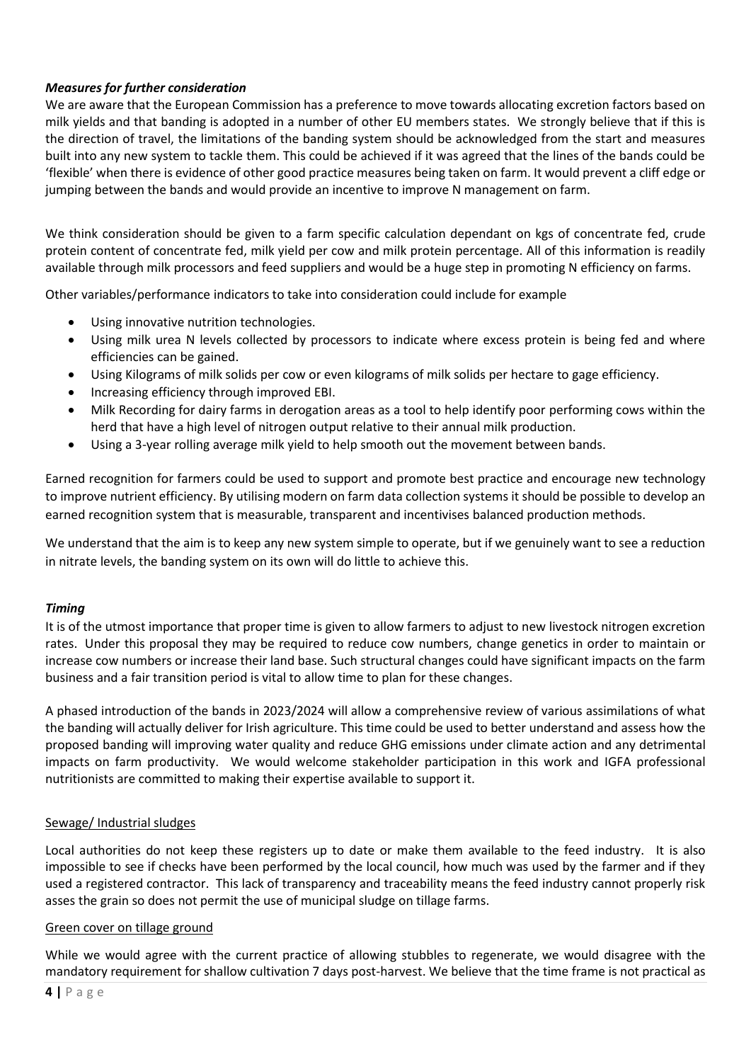### *Measures for further consideration*

We are aware that the European Commission has a preference to move towards allocating excretion factors based on milk yields and that banding is adopted in a number of other EU members states. We strongly believe that if this is the direction of travel, the limitations of the banding system should be acknowledged from the start and measures built into any new system to tackle them. This could be achieved if it was agreed that the lines of the bands could be 'flexible' when there is evidence of other good practice measures being taken on farm. It would prevent a cliff edge or jumping between the bands and would provide an incentive to improve N management on farm.

We think consideration should be given to a farm specific calculation dependant on kgs of concentrate fed, crude protein content of concentrate fed, milk yield per cow and milk protein percentage. All of this information is readily available through milk processors and feed suppliers and would be a huge step in promoting N efficiency on farms.

Other variables/performance indicators to take into consideration could include for example

- Using innovative nutrition technologies.
- Using milk urea N levels collected by processors to indicate where excess protein is being fed and where efficiencies can be gained.
- Using Kilograms of milk solids per cow or even kilograms of milk solids per hectare to gage efficiency.
- Increasing efficiency through improved EBI.
- Milk Recording for dairy farms in derogation areas as a tool to help identify poor performing cows within the herd that have a high level of nitrogen output relative to their annual milk production.
- Using a 3-year rolling average milk yield to help smooth out the movement between bands.

Earned recognition for farmers could be used to support and promote best practice and encourage new technology to improve nutrient efficiency. By utilising modern on farm data collection systems it should be possible to develop an earned recognition system that is measurable, transparent and incentivises balanced production methods.

We understand that the aim is to keep any new system simple to operate, but if we genuinely want to see a reduction in nitrate levels, the banding system on its own will do little to achieve this.

### *Timing*

It is of the utmost importance that proper time is given to allow farmers to adjust to new livestock nitrogen excretion rates. Under this proposal they may be required to reduce cow numbers, change genetics in order to maintain or increase cow numbers or increase their land base. Such structural changes could have significant impacts on the farm business and a fair transition period is vital to allow time to plan for these changes.

A phased introduction of the bands in 2023/2024 will allow a comprehensive review of various assimilations of what the banding will actually deliver for Irish agriculture. This time could be used to better understand and assess how the proposed banding will improving water quality and reduce GHG emissions under climate action and any detrimental impacts on farm productivity. We would welcome stakeholder participation in this work and IGFA professional nutritionists are committed to making their expertise available to support it.

### Sewage/ Industrial sludges

Local authorities do not keep these registers up to date or make them available to the feed industry. It is also impossible to see if checks have been performed by the local council, how much was used by the farmer and if they used a registered contractor. This lack of transparency and traceability means the feed industry cannot properly risk asses the grain so does not permit the use of municipal sludge on tillage farms.

### Green cover on tillage ground

While we would agree with the current practice of allowing stubbles to regenerate, we would disagree with the mandatory requirement for shallow cultivation 7 days post-harvest. We believe that the time frame is not practical as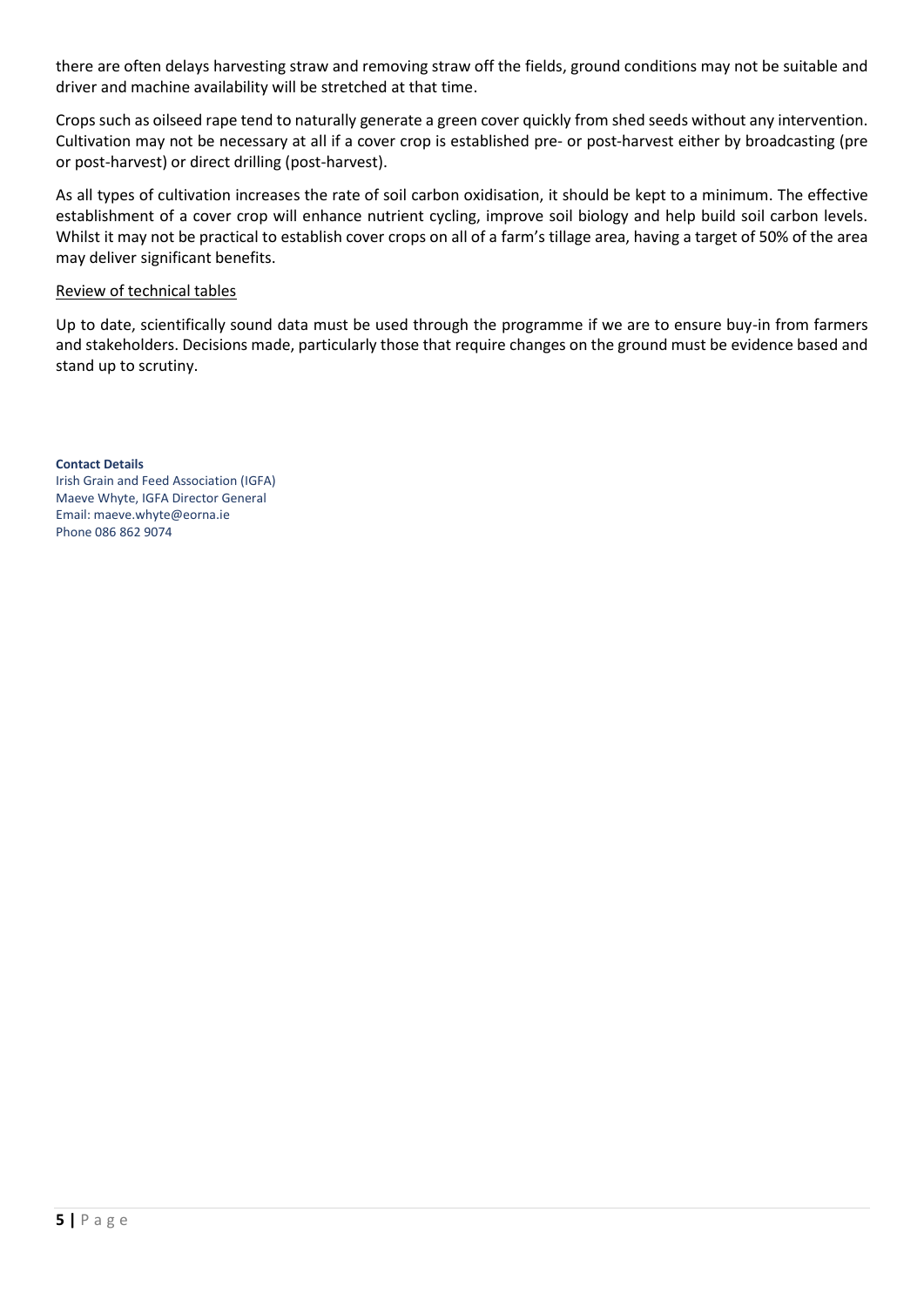there are often delays harvesting straw and removing straw off the fields, ground conditions may not be suitable and driver and machine availability will be stretched at that time.

Crops such as oilseed rape tend to naturally generate a green cover quickly from shed seeds without any intervention. Cultivation may not be necessary at all if a cover crop is established pre- or post-harvest either by broadcasting (pre or post-harvest) or direct drilling (post-harvest).

As all types of cultivation increases the rate of soil carbon oxidisation, it should be kept to a minimum. The effective establishment of a cover crop will enhance nutrient cycling, improve soil biology and help build soil carbon levels. Whilst it may not be practical to establish cover crops on all of a farm's tillage area, having a target of 50% of the area may deliver significant benefits.

Review of technical tables

Up to date, scientifically sound data must be used through the programme if we are to ensure buy-in from farmers and stakeholders. Decisions made, particularly those that require changes on the ground must be evidence based and stand up to scrutiny.

**Contact Details**
Irish Grain and Feed Association (IGFA)
Maeve Whyte, IGFA Director General
Email: maeve.whyte@eorna.ie
Phone 086 862 9074